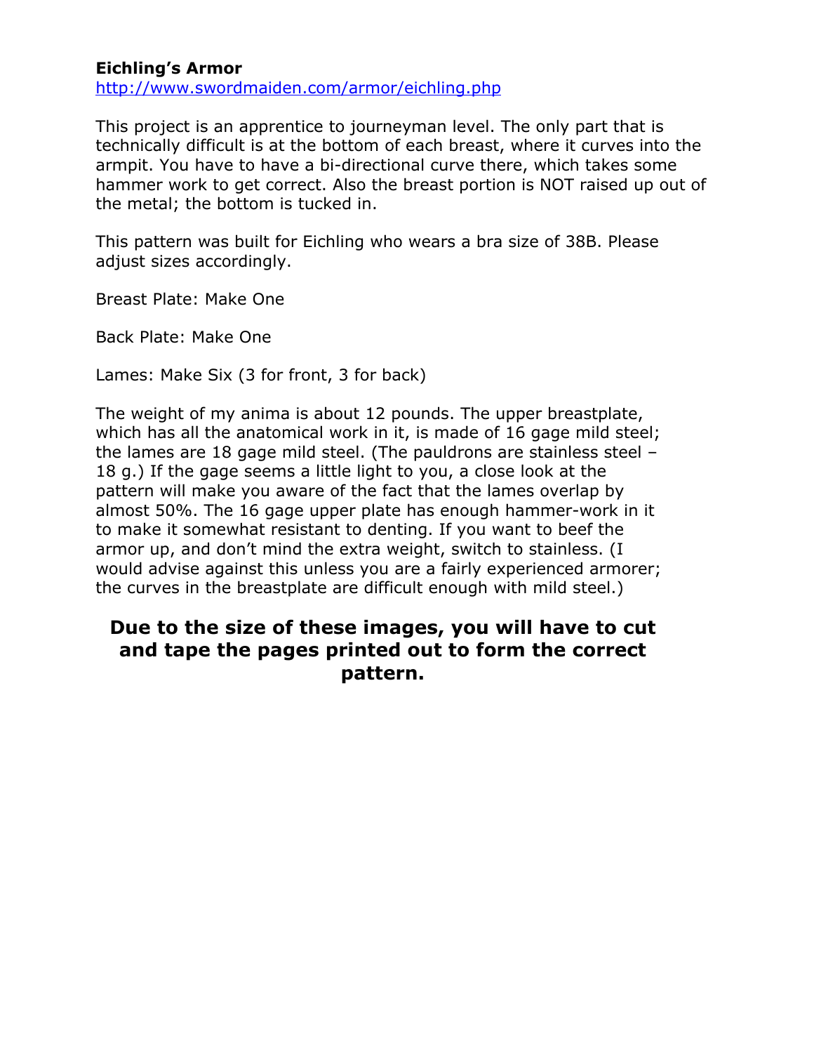**Eichling's Armor**
http://www.swordmaiden.com/armor/eichling.php

This project is an apprentice to journeyman level. The only part that is technically difficult is at the bottom of each breast, where it curves into the armpit. You have to have a bi-directional curve there, which takes some hammer work to get correct. Also the breast portion is NOT raised up out of the metal; the bottom is tucked in.

This pattern was built for Eichling who wears a bra size of 38B. Please adjust sizes accordingly.

Breast Plate: Make One

Back Plate: Make One

Lames: Make Six (3 for front, 3 for back)

The weight of my anima is about 12 pounds. The upper breastplate, which has all the anatomical work in it, is made of 16 gage mild steel; the lames are 18 gage mild steel. (The pauldrons are stainless steel – 18 g.) If the gage seems a little light to you, a close look at the pattern will make you aware of the fact that the lames overlap by almost 50%. The 16 gage upper plate has enough hammer-work in it to make it somewhat resistant to denting. If you want to beef the armor up, and don't mind the extra weight, switch to stainless. (I would advise against this unless you are a fairly experienced armorer; the curves in the breastplate are difficult enough with mild steel.)

**Due to the size of these images, you will have to cut and tape the pages printed out to form the correct pattern.**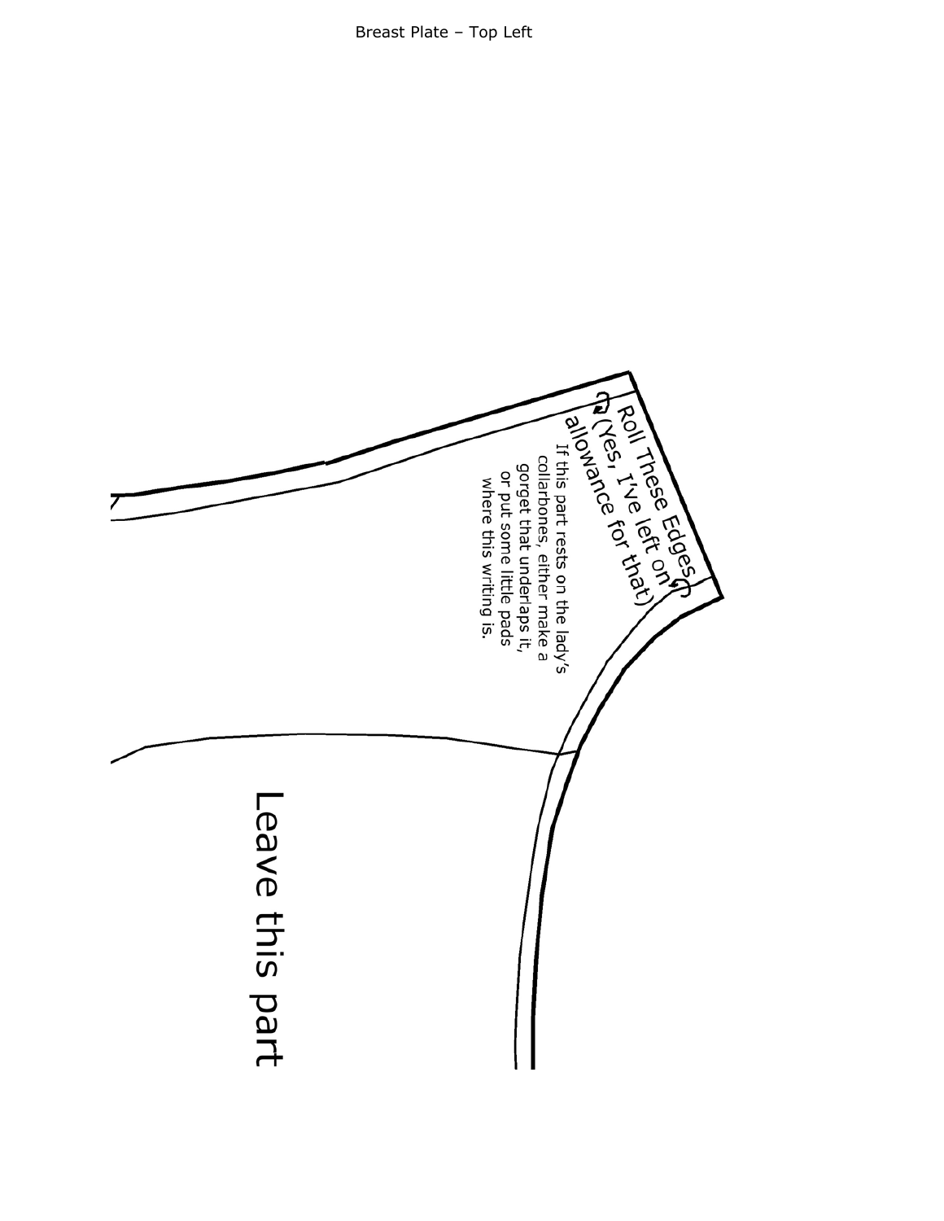# Breast Plate – Top Left

Roll These Edges (Yes, I've left on allowance for that)

If this part rests on the lady's collarbones, either make a gorget that underlaps it, or put some little pads where this writing is.

Leave this part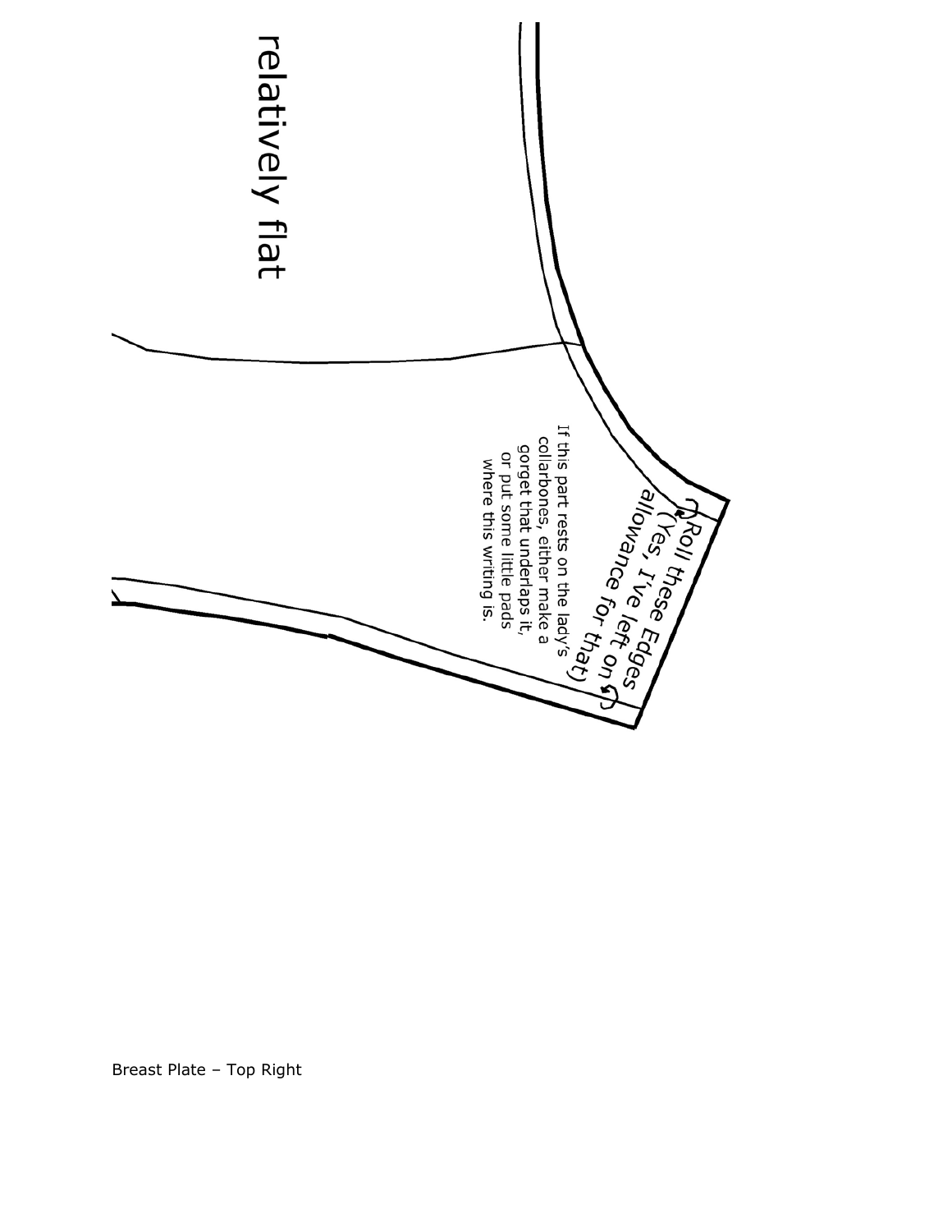relatively flat

Roll these Edges (Yes, I've left on allowance for that)

If this part rests on the lady's collarbones, either make a gorget that underlaps it, or put some little pads where this writing is.

Breast Plate – Top Right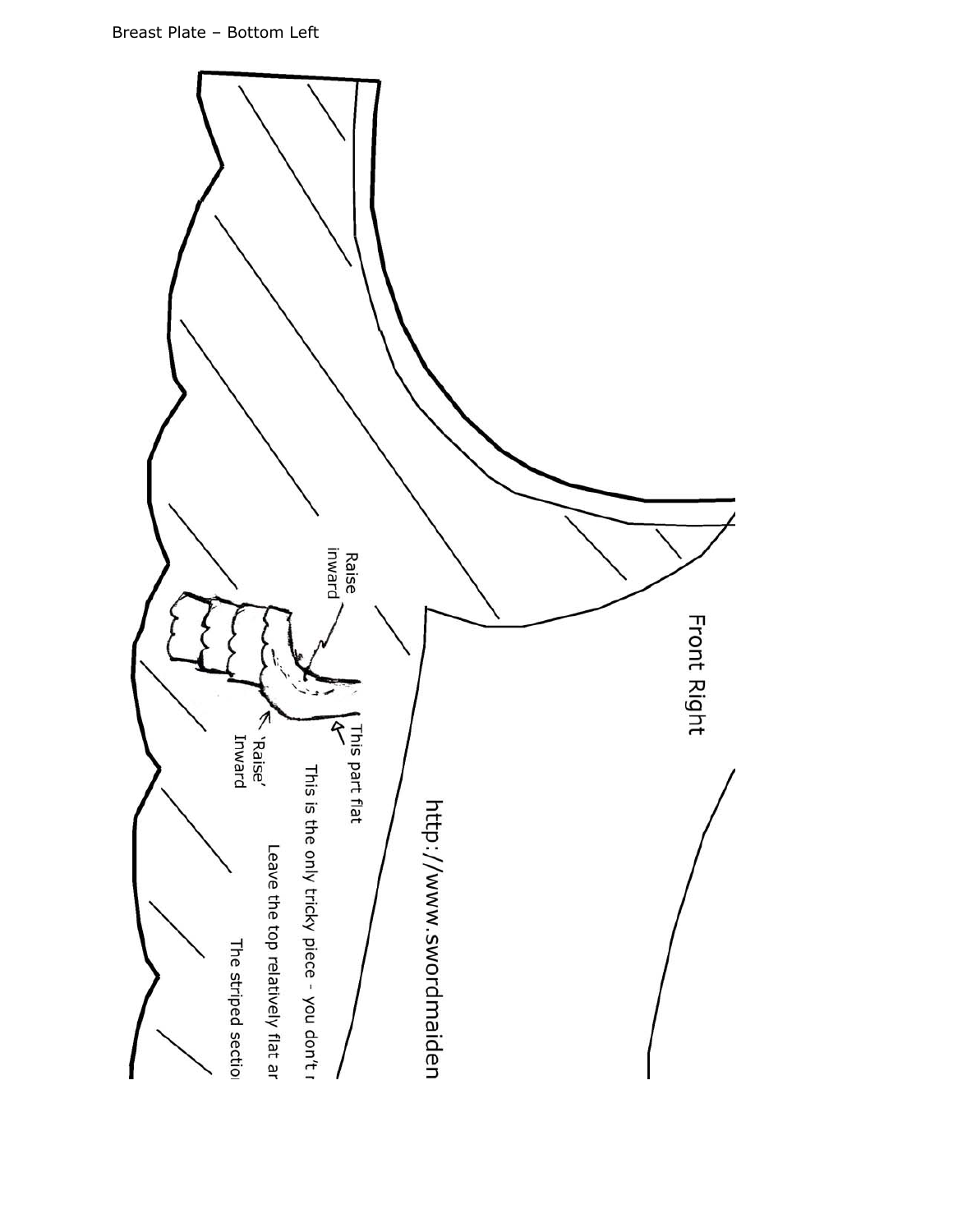Breast Plate – Bottom Left

Front Right

http://www.swordmaiden

Raise inward

This part flat

'Raise' Inward

This is the only tricky piece - you don't r

Leave the top relatively flat ar

The striped sectio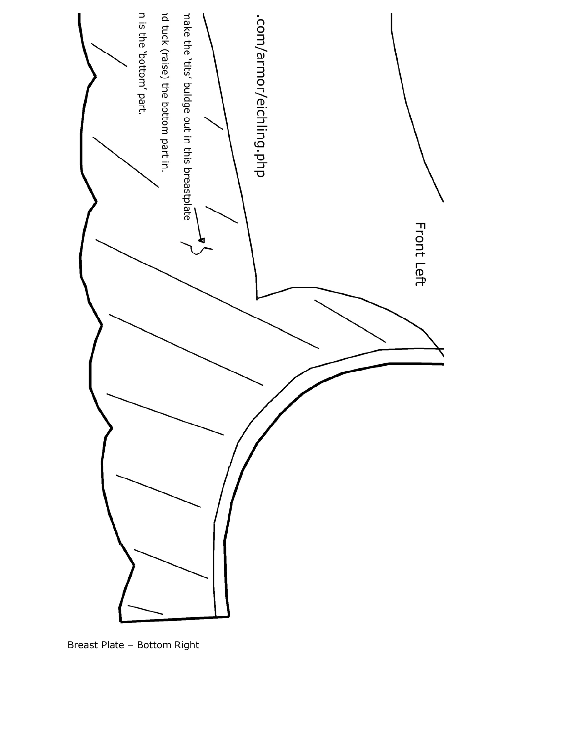.com/armor/eichling.php

nake the 'tits' buldge out in this breastplate

d tuck (raise) the bottom part in.

n is the 'bottom' part.

Front Left

Breast Plate – Bottom Right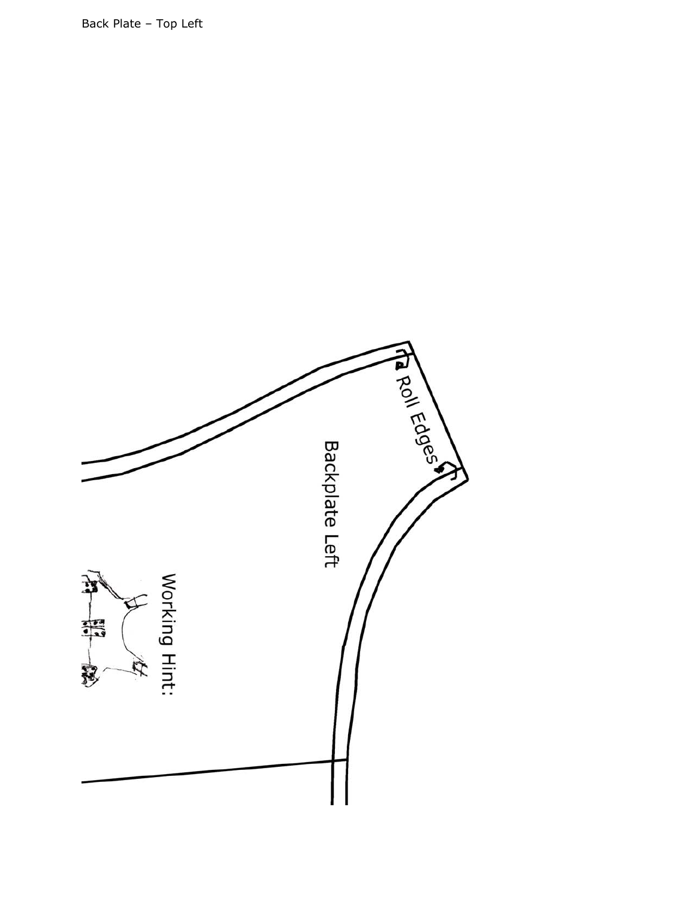Back Plate – Top Left

Roll Edges

Backplate Left

Working Hint: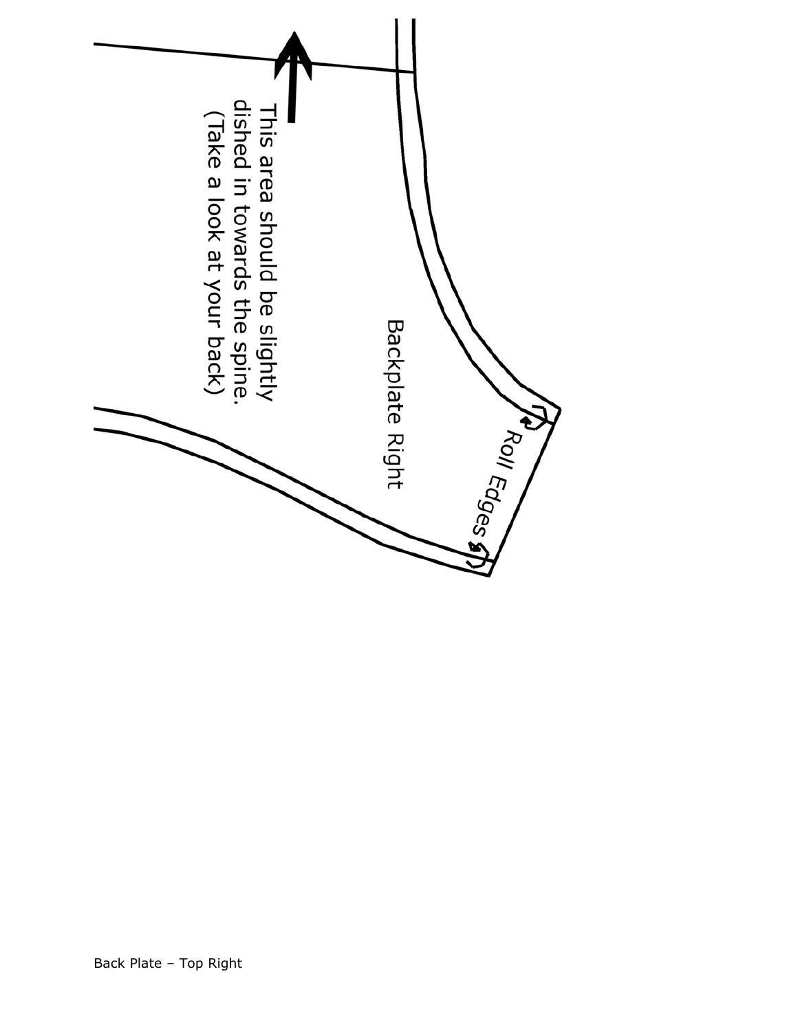Backplate Right

This area should be slightly dished in towards the spine.
(Take a look at your back)

Roll Edges

Back Plate – Top Right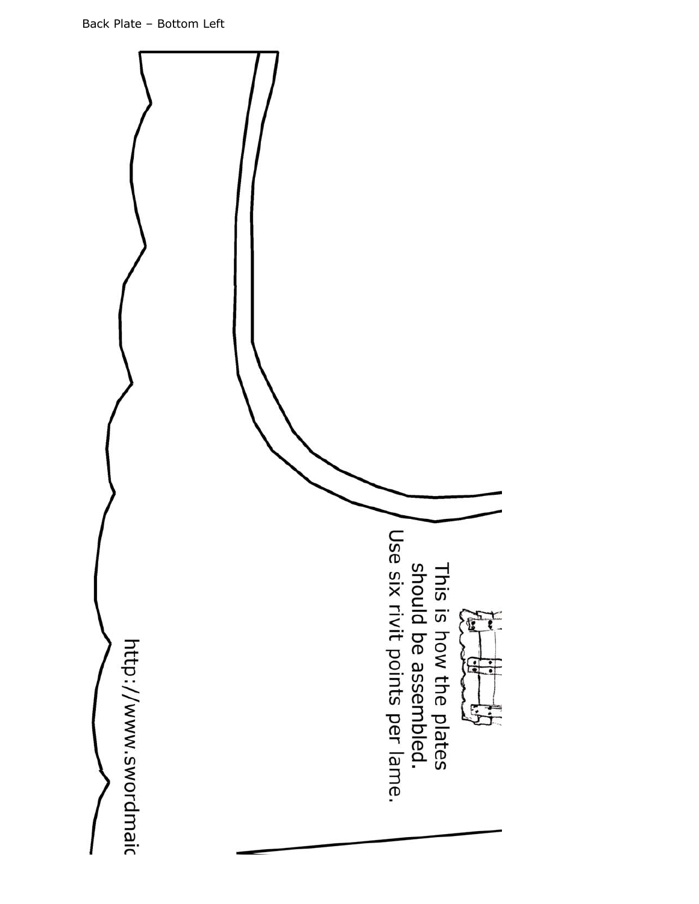Back Plate – Bottom Left

This is how the plates should be assembled.
Use six rivit points per lame.

http://www.swordmaic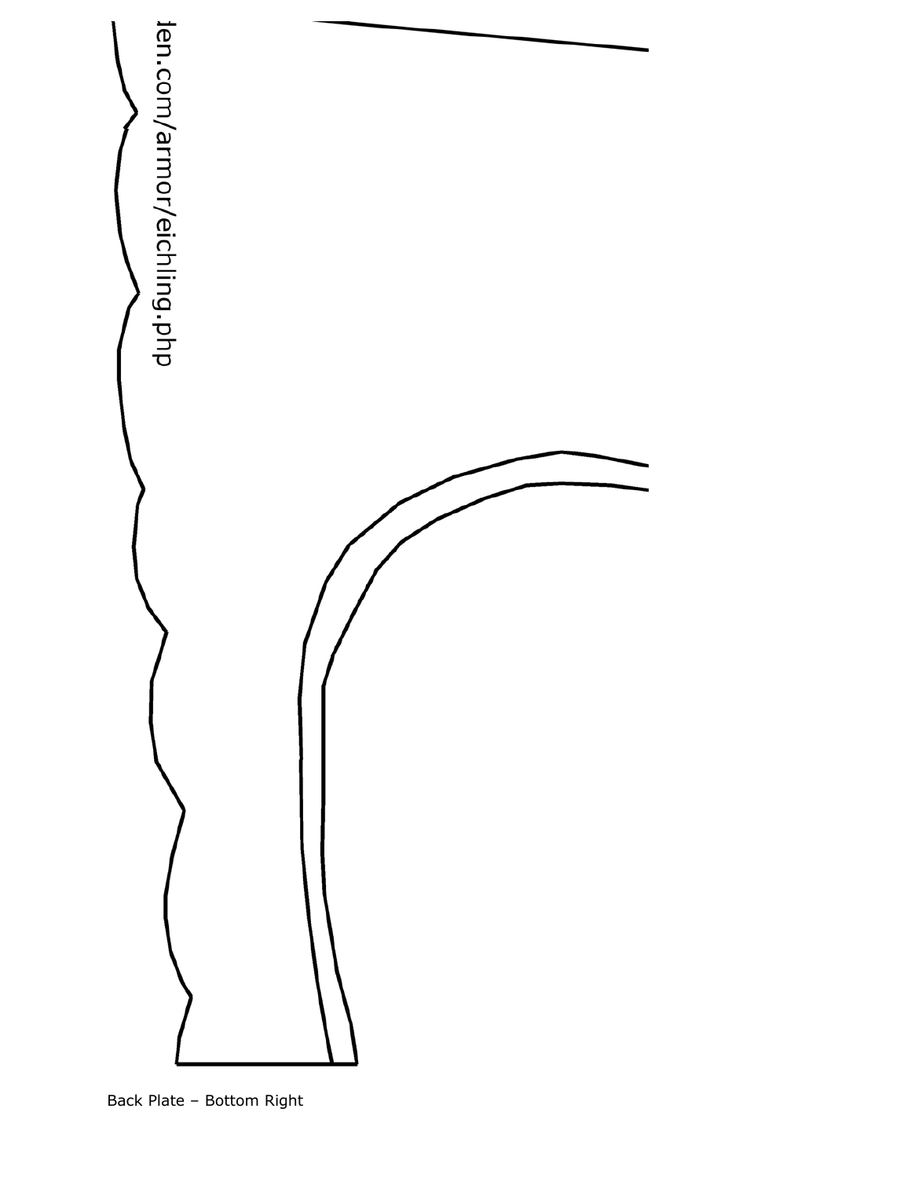den.com/armor/eichling.php

Back Plate – Bottom Right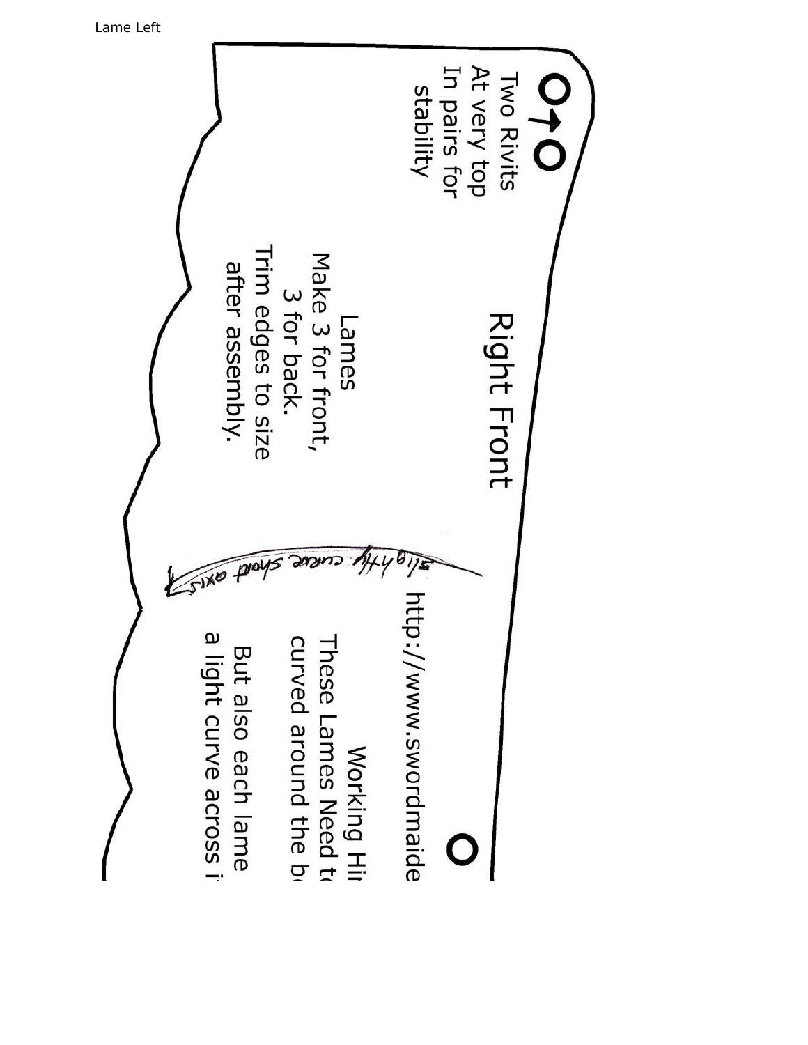Lame Left

Two Rivits
At very top
In pairs for
stability

Right Front

Lames
Make 3 for front,
3 for back.
Trim edges to size
after assembly.

slightly curve short axis

http://www.swordmaide

Working Hi
These Lames Need t
curved around the b
But also each lame
a light curve across i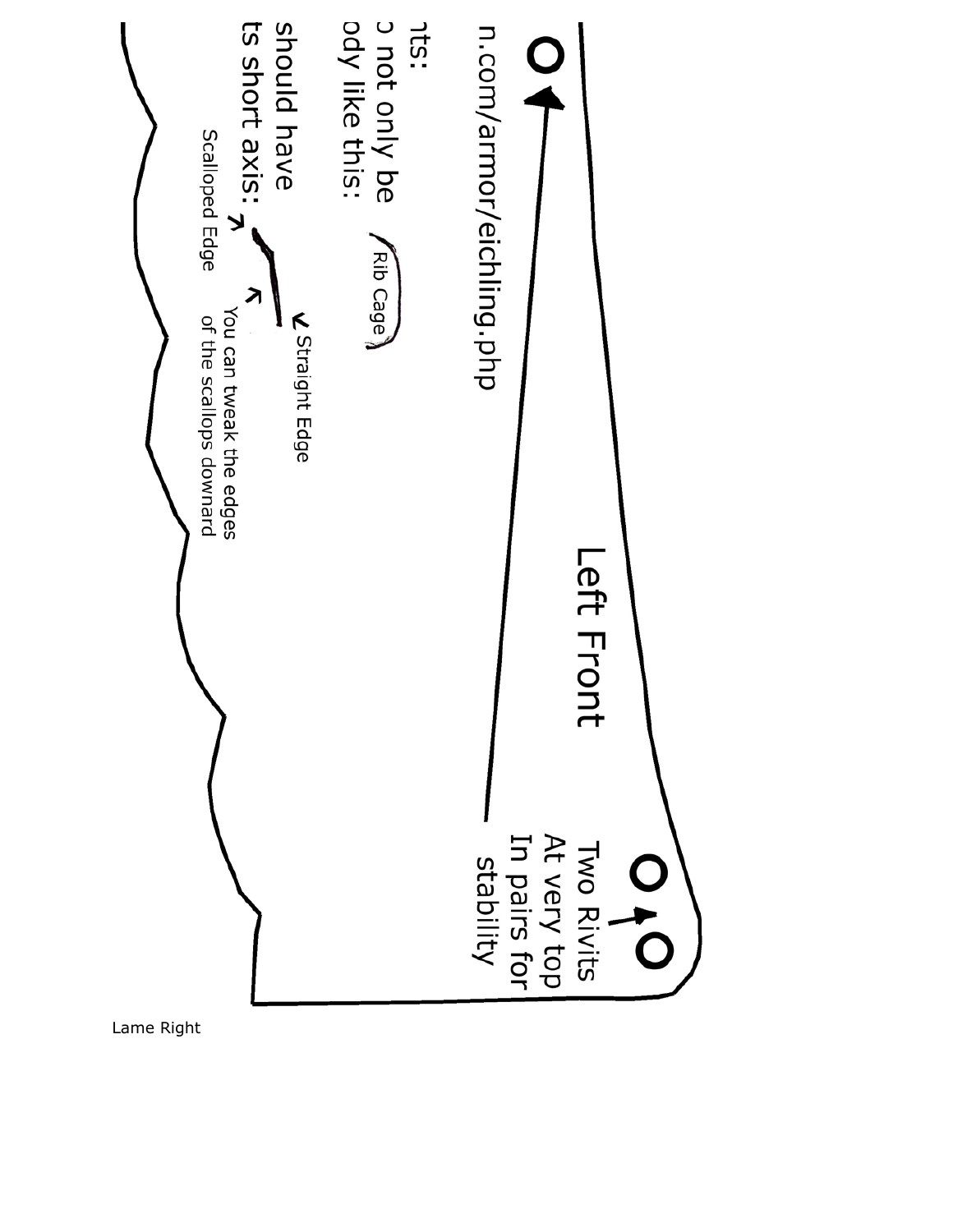n.com/armor/eichling.php

nts:

o not only be

ody like this:

Rib Cage

should have

ts short axis:

Scalloped Edge

Straight Edge

You can tweak the edges of the scallops downard

Left Front

Two Rivits
At very top
In pairs for
stability

Lame Right